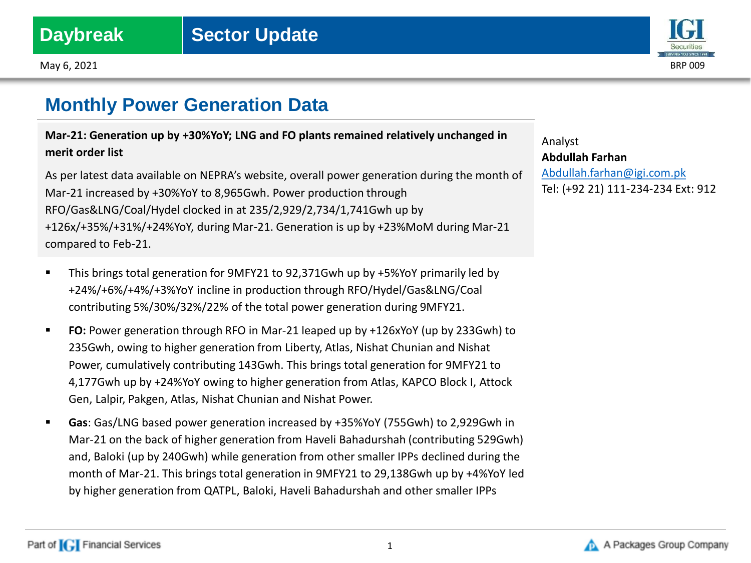Daybreak | Sector Update

May 6, 2021

# Monthly Power Generation Data

**Mar-21: Generation up by +30%YoY; LNG and FO plants remained relatively unchanged in merit order list**

As per latest data available on NEPRA's website, overall power generation during the month of Mar-21 increased by +30%YoY to 8,965Gwh. Power production through RFO/Gas&LNG/Coal/Hydel clocked in at 235/2,929/2,734/1,741Gwh up by +126x/+35%/+31%/+24%YoY, during Mar-21. Generation is up by +23%MoM during Mar-21 compared to Feb-21.

Analyst
**Abdullah Farhan**
Abdullah.farhan@igi.com.pk
Tel: (+92 21) 111-234-234 Ext: 912

- This brings total generation for 9MFY21 to 92,371Gwh up by +5%YoY primarily led by +24%/+6%/+4%/+3%YoY incline in production through RFO/Hydel/Gas&LNG/Coal contributing 5%/30%/32%/22% of the total power generation during 9MFY21.
- **FO:** Power generation through RFO in Mar-21 leaped up by +126xYoY (up by 233Gwh) to 235Gwh, owing to higher generation from Liberty, Atlas, Nishat Chunian and Nishat Power, cumulatively contributing 143Gwh. This brings total generation for 9MFY21 to 4,177Gwh up by +24%YoY owing to higher generation from Atlas, KAPCO Block I, Attock Gen, Lalpir, Pakgen, Atlas, Nishat Chunian and Nishat Power.
- **Gas**: Gas/LNG based power generation increased by +35%YoY (755Gwh) to 2,929Gwh in Mar-21 on the back of higher generation from Haveli Bahadurshah (contributing 529Gwh) and, Baloki (up by 240Gwh) while generation from other smaller IPPs declined during the month of Mar-21. This brings total generation in 9MFY21 to 29,138Gwh up by +4%YoY led by higher generation from QATPL, Baloki, Haveli Bahadurshah and other smaller IPPs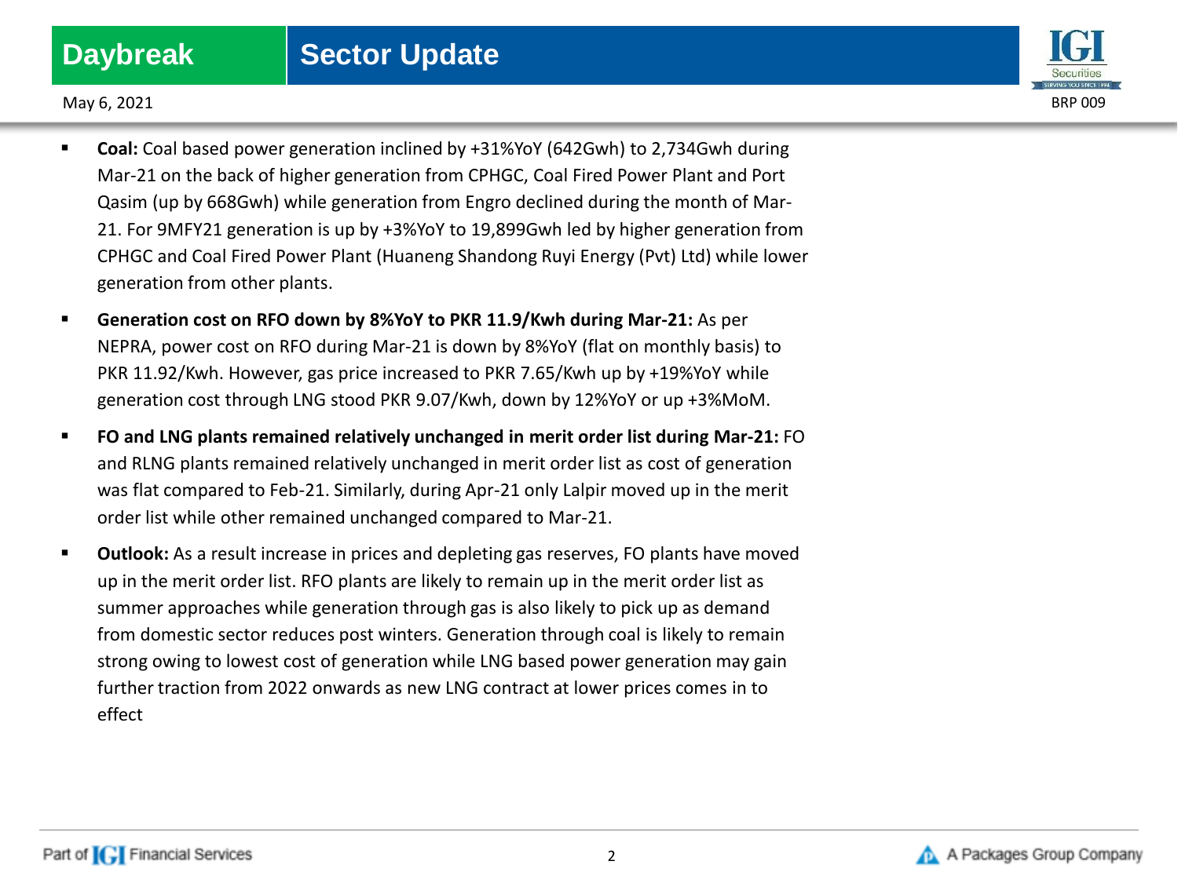- **Coal:** Coal based power generation inclined by +31%YoY (642Gwh) to 2,734Gwh during Mar-21 on the back of higher generation from CPHGC, Coal Fired Power Plant and Port Qasim (up by 668Gwh) while generation from Engro declined during the month of Mar-21. For 9MFY21 generation is up by +3%YoY to 19,899Gwh led by higher generation from CPHGC and Coal Fired Power Plant (Huaneng Shandong Ruyi Energy (Pvt) Ltd) while lower generation from other plants.
- **Generation cost on RFO down by 8%YoY to PKR 11.9/Kwh during Mar-21:** As per NEPRA, power cost on RFO during Mar-21 is down by 8%YoY (flat on monthly basis) to PKR 11.92/Kwh. However, gas price increased to PKR 7.65/Kwh up by +19%YoY while generation cost through LNG stood PKR 9.07/Kwh, down by 12%YoY or up +3%MoM.
- **FO and LNG plants remained relatively unchanged in merit order list during Mar-21:** FO and RLNG plants remained relatively unchanged in merit order list as cost of generation was flat compared to Feb-21. Similarly, during Apr-21 only Lalpir moved up in the merit order list while other remained unchanged compared to Mar-21.
- **Outlook:** As a result increase in prices and depleting gas reserves, FO plants have moved up in the merit order list. RFO plants are likely to remain up in the merit order list as summer approaches while generation through gas is also likely to pick up as demand from domestic sector reduces post winters. Generation through coal is likely to remain strong owing to lowest cost of generation while LNG based power generation may gain further traction from 2022 onwards as new LNG contract at lower prices comes in to effect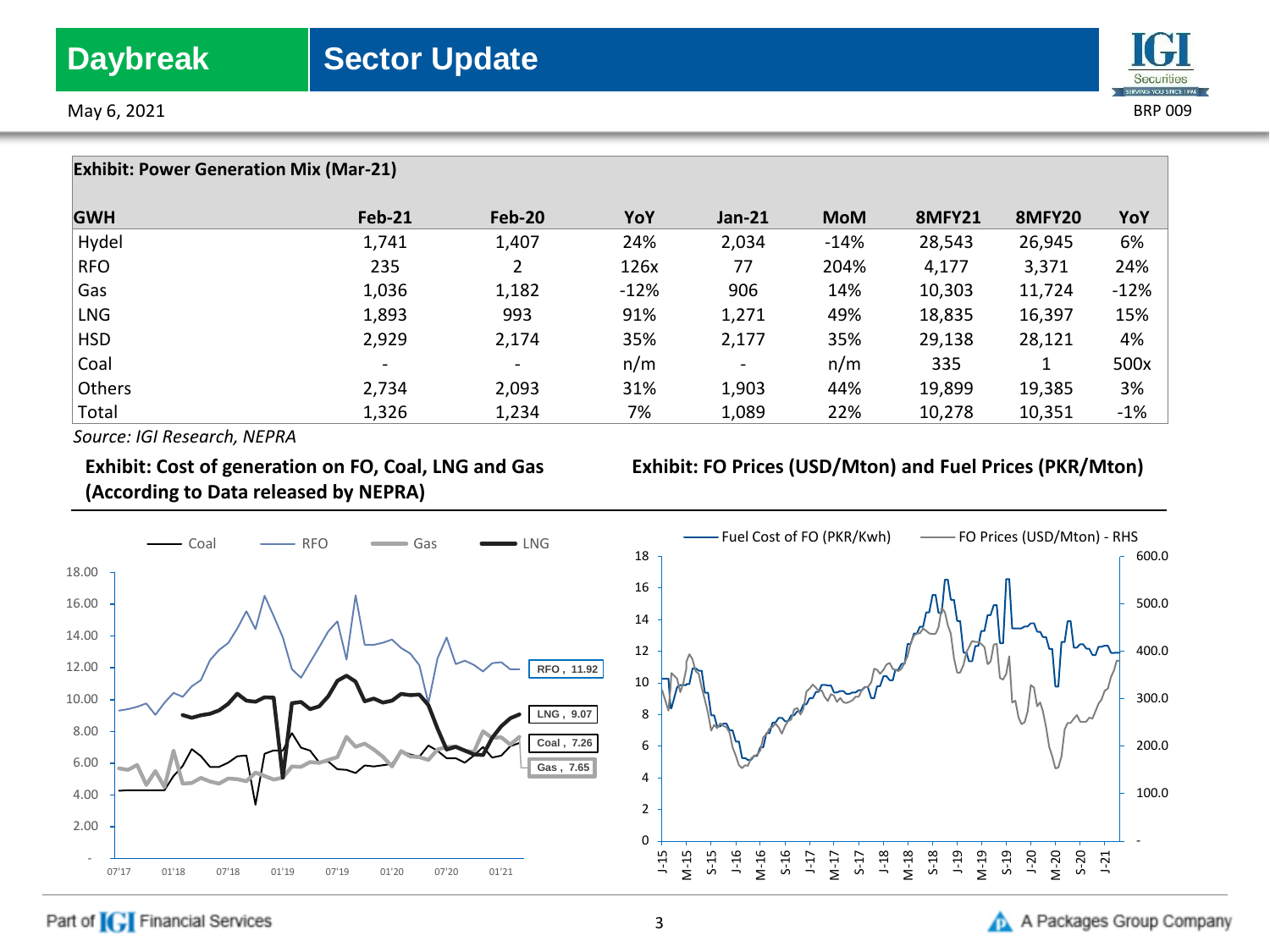**Exhibit: Power Generation Mix (Mar-21)**

| GWH | Feb-21 | Feb-20 | YoY | Jan-21 | MoM | 8MFY21 | 8MFY20 | YoY |
|---|---|---|---|---|---|---|---|---|
| Hydel | 1,741 | 1,407 | 24% | 2,034 | -14% | 28,543 | 26,945 | 6% |
| RFO | 235 | 2 | 126x | 77 | 204% | 4,177 | 3,371 | 24% |
| Gas | 1,036 | 1,182 | -12% | 906 | 14% | 10,303 | 11,724 | -12% |
| LNG | 1,893 | 993 | 91% | 1,271 | 49% | 18,835 | 16,397 | 15% |
| HSD | 2,929 | 2,174 | 35% | 2,177 | 35% | 29,138 | 28,121 | 4% |
| Coal | - | - | n/m | - | n/m | 335 | 1 | 500x |
| Others | 2,734 | 2,093 | 31% | 1,903 | 44% | 19,899 | 19,385 | 3% |
| Total | 1,326 | 1,234 | 7% | 1,089 | 22% | 10,278 | 10,351 | -1% |

*Source: IGI Research, NEPRA*

**Exhibit: Cost of generation on FO, Coal, LNG and Gas (According to Data released by NEPRA)**

**Exhibit: FO Prices (USD/Mton) and Fuel Prices (PKR/Mton)**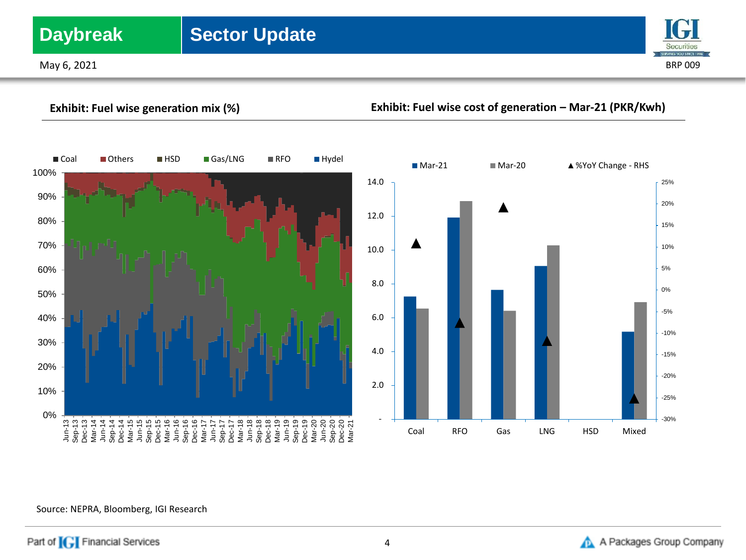**Exhibit: Fuel wise generation mix (%)**

**Exhibit: Fuel wise cost of generation – Mar-21 (PKR/Kwh)**

Source: NEPRA, Bloomberg, IGI Research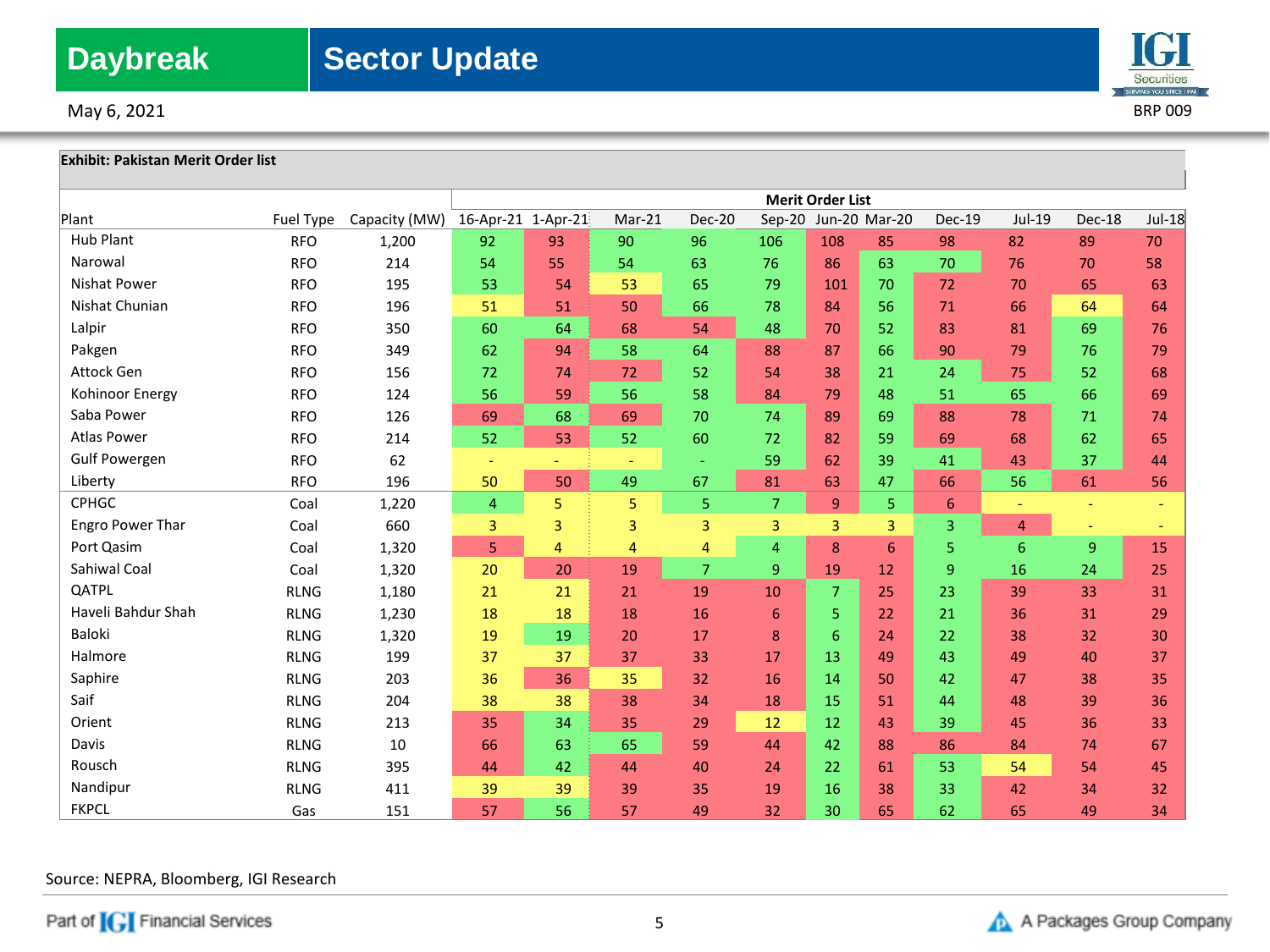**Exhibit: Pakistan Merit Order list**

| Plant | Fuel Type | Capacity (MW) | Merit Order List | | | | | | | | | | |
|---|---|---|---|---|---|---|---|---|---|---|---|---|---|
| | | | 16-Apr-21 | 1-Apr-21 | Mar-21 | Dec-20 | Sep-20 | Jun-20 | Mar-20 | Dec-19 | Jul-19 | Dec-18 | Jul-18 |
| Hub Plant | RFO | 1,200 | 92 | 93 | 90 | 96 | 106 | 108 | 85 | 98 | 82 | 89 | 70 |
| Narowal | RFO | 214 | 54 | 55 | 54 | 63 | 76 | 86 | 63 | 70 | 76 | 70 | 58 |
| Nishat Power | RFO | 195 | 53 | 54 | 53 | 65 | 79 | 101 | 70 | 72 | 70 | 65 | 63 |
| Nishat Chunian | RFO | 196 | 51 | 51 | 50 | 66 | 78 | 84 | 56 | 71 | 66 | 64 | 64 |
| Lalpir | RFO | 350 | 60 | 64 | 68 | 54 | 48 | 70 | 52 | 83 | 81 | 69 | 76 |
| Pakgen | RFO | 349 | 62 | 94 | 58 | 64 | 88 | 87 | 66 | 90 | 79 | 76 | 79 |
| Attock Gen | RFO | 156 | 72 | 74 | 72 | 52 | 54 | 38 | 21 | 24 | 75 | 52 | 68 |
| Kohinoor Energy | RFO | 124 | 56 | 59 | 56 | 58 | 84 | 79 | 48 | 51 | 65 | 66 | 69 |
| Saba Power | RFO | 126 | 69 | 68 | 69 | 70 | 74 | 89 | 69 | 88 | 78 | 71 | 74 |
| Atlas Power | RFO | 214 | 52 | 53 | 52 | 60 | 72 | 82 | 59 | 69 | 68 | 62 | 65 |
| Gulf Powergen | RFO | 62 | - | - | - | - | 59 | 62 | 39 | 41 | 43 | 37 | 44 |
| Liberty | RFO | 196 | 50 | 50 | 49 | 67 | 81 | 63 | 47 | 66 | 56 | 61 | 56 |
| CPHGC | Coal | 1,220 | 4 | 5 | 5 | 5 | 7 | 9 | 5 | 6 | - | - | - |
| Engro Power Thar | Coal | 660 | 3 | 3 | 3 | 3 | 3 | 3 | 3 | 3 | 4 | - | - |
| Port Qasim | Coal | 1,320 | 5 | 4 | 4 | 4 | 4 | 8 | 6 | 5 | 6 | 9 | 15 |
| Sahiwal Coal | Coal | 1,320 | 20 | 20 | 19 | 7 | 9 | 19 | 12 | 9 | 16 | 24 | 25 |
| QATPL | RLNG | 1,180 | 21 | 21 | 21 | 19 | 10 | 7 | 25 | 23 | 39 | 33 | 31 |
| Haveli Bahdur Shah | RLNG | 1,230 | 18 | 18 | 18 | 16 | 6 | 5 | 22 | 21 | 36 | 31 | 29 |
| Baloki | RLNG | 1,320 | 19 | 19 | 20 | 17 | 8 | 6 | 24 | 22 | 38 | 32 | 30 |
| Halmore | RLNG | 199 | 37 | 37 | 37 | 33 | 17 | 13 | 49 | 43 | 49 | 40 | 37 |
| Saphire | RLNG | 203 | 36 | 36 | 35 | 32 | 16 | 14 | 50 | 42 | 47 | 38 | 35 |
| Saif | RLNG | 204 | 38 | 38 | 38 | 34 | 18 | 15 | 51 | 44 | 48 | 39 | 36 |
| Orient | RLNG | 213 | 35 | 34 | 35 | 29 | 12 | 12 | 43 | 39 | 45 | 36 | 33 |
| Davis | RLNG | 10 | 66 | 63 | 65 | 59 | 44 | 42 | 88 | 86 | 84 | 74 | 67 |
| Rousch | RLNG | 395 | 44 | 42 | 44 | 40 | 24 | 22 | 61 | 53 | 54 | 54 | 45 |
| Nandipur | RLNG | 411 | 39 | 39 | 39 | 35 | 19 | 16 | 38 | 33 | 42 | 34 | 32 |
| FKPCL | Gas | 151 | 57 | 56 | 57 | 49 | 32 | 30 | 65 | 62 | 65 | 49 | 34 |

Source: NEPRA, Bloomberg, IGI Research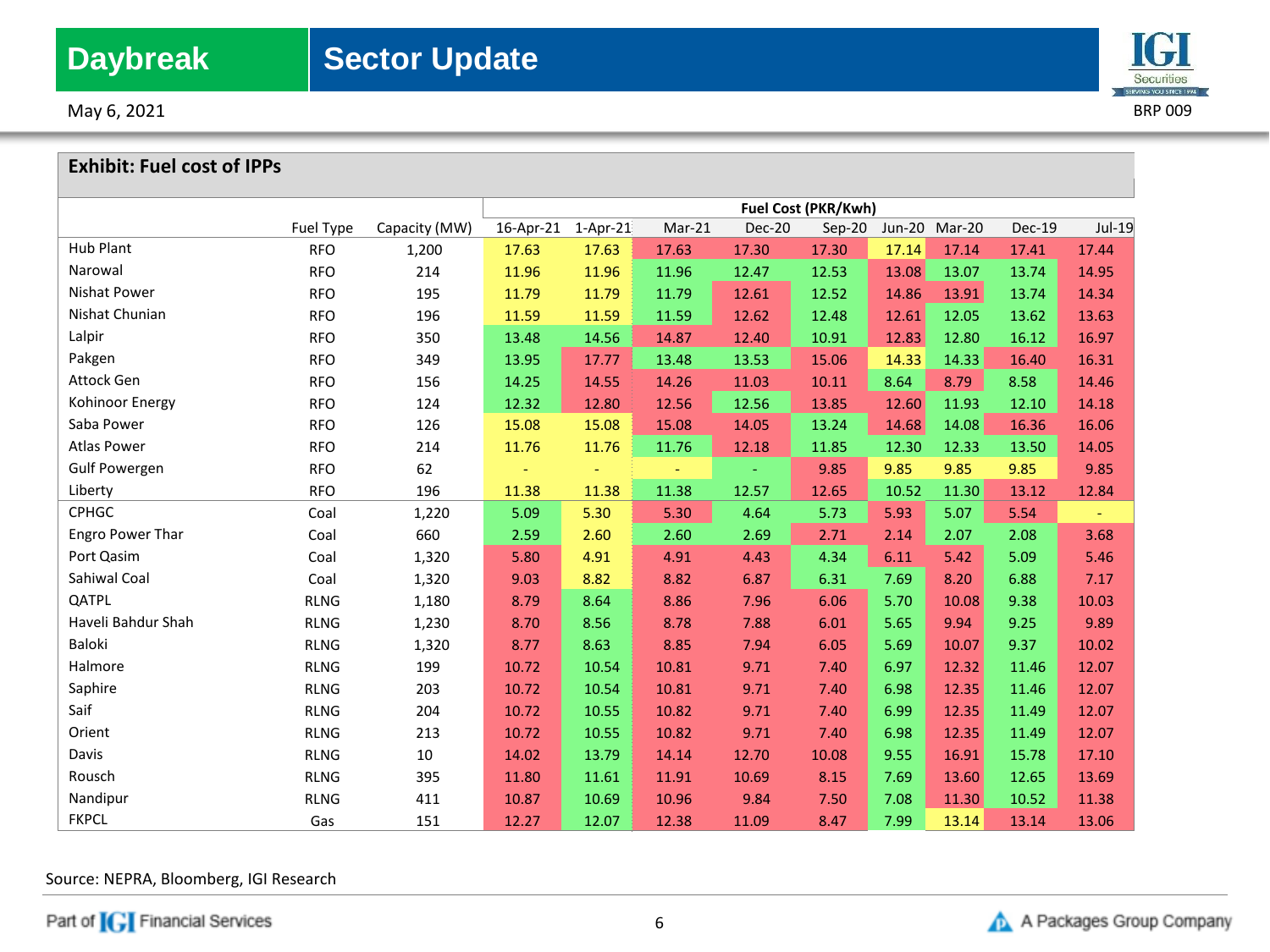**Exhibit: Fuel cost of IPPs**

| | Fuel Type | Capacity (MW) | Fuel Cost (PKR/Kwh) | | | | | | | | |
|---|---|---|---|---|---|---|---|---|---|---|---|
| | | | 16-Apr-21 | 1-Apr-21 | Mar-21 | Dec-20 | Sep-20 | Jun-20 | Mar-20 | Dec-19 | Jul-19 |
| Hub Plant | RFO | 1,200 | 17.63 | 17.63 | 17.63 | 17.30 | 17.30 | 17.14 | 17.14 | 17.41 | 17.44 |
| Narowal | RFO | 214 | 11.96 | 11.96 | 11.96 | 12.47 | 12.53 | 13.08 | 13.07 | 13.74 | 14.95 |
| Nishat Power | RFO | 195 | 11.79 | 11.79 | 11.79 | 12.61 | 12.52 | 14.86 | 13.91 | 13.74 | 14.34 |
| Nishat Chunian | RFO | 196 | 11.59 | 11.59 | 11.59 | 12.62 | 12.48 | 12.61 | 12.05 | 13.62 | 13.63 |
| Lalpir | RFO | 350 | 13.48 | 14.56 | 14.87 | 12.40 | 10.91 | 12.83 | 12.80 | 16.12 | 16.97 |
| Pakgen | RFO | 349 | 13.95 | 17.77 | 13.48 | 13.53 | 15.06 | 14.33 | 14.33 | 16.40 | 16.31 |
| Attock Gen | RFO | 156 | 14.25 | 14.55 | 14.26 | 11.03 | 10.11 | 8.64 | 8.79 | 8.58 | 14.46 |
| Kohinoor Energy | RFO | 124 | 12.32 | 12.80 | 12.56 | 12.56 | 13.85 | 12.60 | 11.93 | 12.10 | 14.18 |
| Saba Power | RFO | 126 | 15.08 | 15.08 | 15.08 | 14.05 | 13.24 | 14.68 | 14.08 | 16.36 | 16.06 |
| Atlas Power | RFO | 214 | 11.76 | 11.76 | 11.76 | 12.18 | 11.85 | 12.30 | 12.33 | 13.50 | 14.05 |
| Gulf Powergen | RFO | 62 | - | - | - | - | 9.85 | 9.85 | 9.85 | 9.85 | 9.85 |
| Liberty | RFO | 196 | 11.38 | 11.38 | 11.38 | 12.57 | 12.65 | 10.52 | 11.30 | 13.12 | 12.84 |
| CPHGC | Coal | 1,220 | 5.09 | 5.30 | 5.30 | 4.64 | 5.73 | 5.93 | 5.07 | 5.54 | - |
| Engro Power Thar | Coal | 660 | 2.59 | 2.60 | 2.60 | 2.69 | 2.71 | 2.14 | 2.07 | 2.08 | 3.68 |
| Port Qasim | Coal | 1,320 | 5.80 | 4.91 | 4.91 | 4.43 | 4.34 | 6.11 | 5.42 | 5.09 | 5.46 |
| Sahiwal Coal | Coal | 1,320 | 9.03 | 8.82 | 8.82 | 6.87 | 6.31 | 7.69 | 8.20 | 6.88 | 7.17 |
| QATPL | RLNG | 1,180 | 8.79 | 8.64 | 8.86 | 7.96 | 6.06 | 5.70 | 10.08 | 9.38 | 10.03 |
| Haveli Bahdur Shah | RLNG | 1,230 | 8.70 | 8.56 | 8.78 | 7.88 | 6.01 | 5.65 | 9.94 | 9.25 | 9.89 |
| Baloki | RLNG | 1,320 | 8.77 | 8.63 | 8.85 | 7.94 | 6.05 | 5.69 | 10.07 | 9.37 | 10.02 |
| Halmore | RLNG | 199 | 10.72 | 10.54 | 10.81 | 9.71 | 7.40 | 6.97 | 12.32 | 11.46 | 12.07 |
| Saphire | RLNG | 203 | 10.72 | 10.54 | 10.81 | 9.71 | 7.40 | 6.98 | 12.35 | 11.46 | 12.07 |
| Saif | RLNG | 204 | 10.72 | 10.55 | 10.82 | 9.71 | 7.40 | 6.99 | 12.35 | 11.49 | 12.07 |
| Orient | RLNG | 213 | 10.72 | 10.55 | 10.82 | 9.71 | 7.40 | 6.98 | 12.35 | 11.49 | 12.07 |
| Davis | RLNG | 10 | 14.02 | 13.79 | 14.14 | 12.70 | 10.08 | 9.55 | 16.91 | 15.78 | 17.10 |
| Rousch | RLNG | 395 | 11.80 | 11.61 | 11.91 | 10.69 | 8.15 | 7.69 | 13.60 | 12.65 | 13.69 |
| Nandipur | RLNG | 411 | 10.87 | 10.69 | 10.96 | 9.84 | 7.50 | 7.08 | 11.30 | 10.52 | 11.38 |
| FKPCL | Gas | 151 | 12.27 | 12.07 | 12.38 | 11.09 | 8.47 | 7.99 | 13.14 | 13.14 | 13.06 |

Source: NEPRA, Bloomberg, IGI Research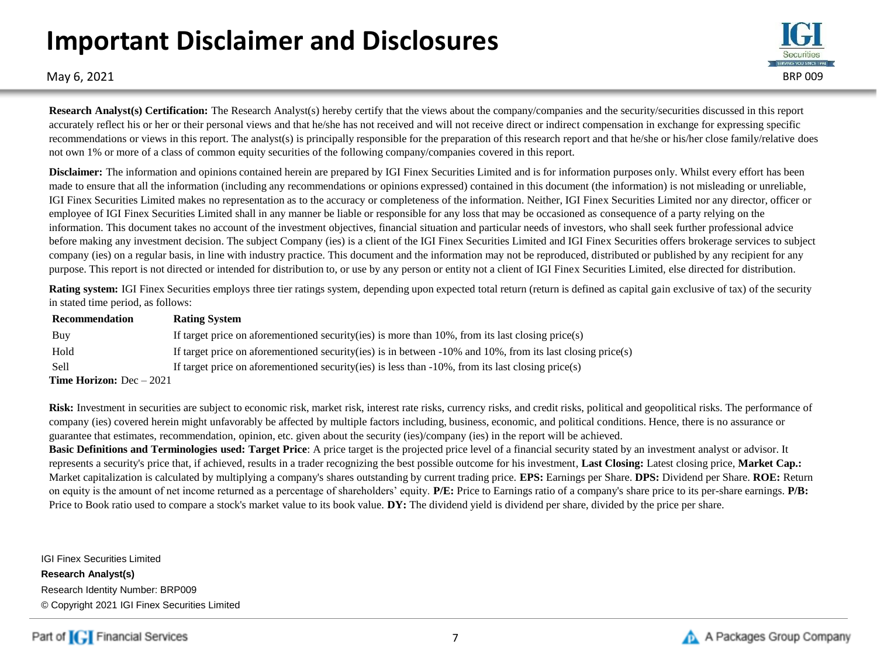# Important Disclaimer and Disclosures

May 6, 2021

BRP 009

**Research Analyst(s) Certification:** The Research Analyst(s) hereby certify that the views about the company/companies and the security/securities discussed in this report accurately reflect his or her or their personal views and that he/she has not received and will not receive direct or indirect compensation in exchange for expressing specific recommendations or views in this report. The analyst(s) is principally responsible for the preparation of this research report and that he/she or his/her close family/relative does not own 1% or more of a class of common equity securities of the following company/companies covered in this report.

**Disclaimer:** The information and opinions contained herein are prepared by IGI Finex Securities Limited and is for information purposes only. Whilst every effort has been made to ensure that all the information (including any recommendations or opinions expressed) contained in this document (the information) is not misleading or unreliable, IGI Finex Securities Limited makes no representation as to the accuracy or completeness of the information. Neither, IGI Finex Securities Limited nor any director, officer or employee of IGI Finex Securities Limited shall in any manner be liable or responsible for any loss that may be occasioned as consequence of a party relying on the information. This document takes no account of the investment objectives, financial situation and particular needs of investors, who shall seek further professional advice before making any investment decision. The subject Company (ies) is a client of the IGI Finex Securities Limited and IGI Finex Securities offers brokerage services to subject company (ies) on a regular basis, in line with industry practice. This document and the information may not be reproduced, distributed or published by any recipient for any purpose. This report is not directed or intended for distribution to, or use by any person or entity not a client of IGI Finex Securities Limited, else directed for distribution.

**Rating system:** IGI Finex Securities employs three tier ratings system, depending upon expected total return (return is defined as capital gain exclusive of tax) of the security in stated time period, as follows:

| Recommendation | Rating System |
|---|---|
| Buy | If target price on aforementioned security(ies) is more than 10%, from its last closing price(s) |
| Hold | If target price on aforementioned security(ies) is in between -10% and 10%, from its last closing price(s) |
| Sell | If target price on aforementioned security(ies) is less than -10%, from its last closing price(s) |

**Time Horizon:** Dec – 2021

**Risk:** Investment in securities are subject to economic risk, market risk, interest rate risks, currency risks, and credit risks, political and geopolitical risks. The performance of company (ies) covered herein might unfavorably be affected by multiple factors including, business, economic, and political conditions. Hence, there is no assurance or guarantee that estimates, recommendation, opinion, etc. given about the security (ies)/company (ies) in the report will be achieved.

**Basic Definitions and Terminologies used: Target Price**: A price target is the projected price level of a financial security stated by an investment analyst or advisor. It represents a security's price that, if achieved, results in a trader recognizing the best possible outcome for his investment, **Last Closing:** Latest closing price, **Market Cap.:** Market capitalization is calculated by multiplying a company's shares outstanding by current trading price. **EPS:** Earnings per Share. **DPS:** Dividend per Share. **ROE:** Return on equity is the amount of net income returned as a percentage of shareholders' equity. **P/E:** Price to Earnings ratio of a company's share price to its per-share earnings. **P/B:** Price to Book ratio used to compare a stock's market value to its book value. **DY:** The dividend yield is dividend per share, divided by the price per share.

IGI Finex Securities Limited

**Research Analyst(s)**

Research Identity Number: BRP009

© Copyright 2021 IGI Finex Securities Limited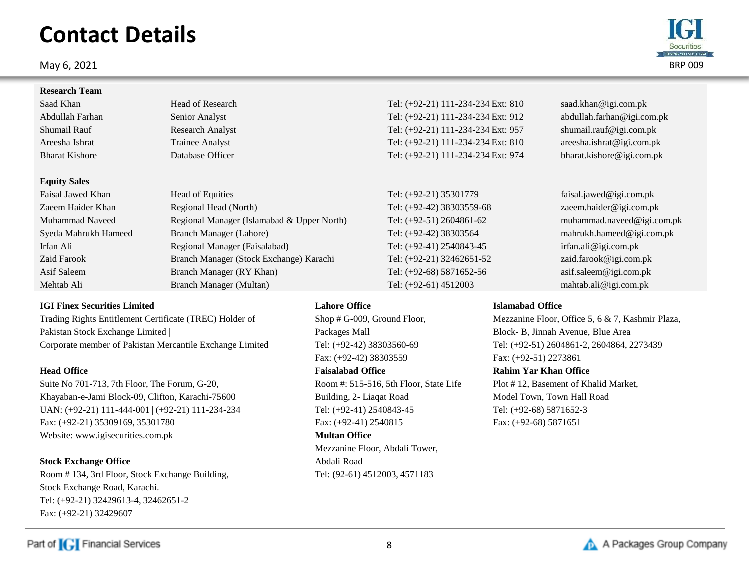# Contact Details

May 6, 2021

BRP 009

| | | | |
|---|---|---|---|
| **Research Team** | | | |
| Saad Khan | Head of Research | Tel: (+92-21) 111-234-234 Ext: 810 | saad.khan@igi.com.pk |
| Abdullah Farhan | Senior Analyst | Tel: (+92-21) 111-234-234 Ext: 912 | abdullah.farhan@igi.com.pk |
| Shumail Rauf | Research Analyst | Tel: (+92-21) 111-234-234 Ext: 957 | shumail.rauf@igi.com.pk |
| Areesha Ishrat | Trainee Analyst | Tel: (+92-21) 111-234-234 Ext: 810 | areesha.ishrat@igi.com.pk |
| Bharat Kishore | Database Officer | Tel: (+92-21) 111-234-234 Ext: 974 | bharat.kishore@igi.com.pk |
| **Equity Sales** | | | |
| Faisal Jawed Khan | Head of Equities | Tel: (+92-21) 35301779 | faisal.jawed@igi.com.pk |
| Zaeem Haider Khan | Regional Head (North) | Tel: (+92-42) 38303559-68 | zaeem.haider@igi.com.pk |
| Muhammad Naveed | Regional Manager (Islamabad & Upper North) | Tel: (+92-51) 2604861-62 | muhammad.naveed@igi.com.pk |
| Syeda Mahrukh Hameed | Branch Manager (Lahore) | Tel: (+92-42) 38303564 | mahrukh.hameed@igi.com.pk |
| Irfan Ali | Regional Manager (Faisalabad) | Tel: (+92-41) 2540843-45 | irfan.ali@igi.com.pk |
| Zaid Farook | Branch Manager (Stock Exchange) Karachi | Tel: (+92-21) 32462651-52 | zaid.farook@igi.com.pk |
| Asif Saleem | Branch Manager (RY Khan) | Tel: (+92-68) 5871652-56 | asif.saleem@igi.com.pk |
| Mehtab Ali | Branch Manager (Multan) | Tel: (+92-61) 4512003 | mahtab.ali@igi.com.pk |

**IGI Finex Securities Limited**
Trading Rights Entitlement Certificate (TREC) Holder of
Pakistan Stock Exchange Limited |
Corporate member of Pakistan Mercantile Exchange Limited

**Head Office**
Suite No 701-713, 7th Floor, The Forum, G-20,
Khayaban-e-Jami Block-09, Clifton, Karachi-75600
UAN: (+92-21) 111-444-001 | (+92-21) 111-234-234
Fax: (+92-21) 35309169, 35301780
Website: www.igisecurities.com.pk

**Stock Exchange Office**
Room # 134, 3rd Floor, Stock Exchange Building,
Stock Exchange Road, Karachi.
Tel: (+92-21) 32429613-4, 32462651-2
Fax: (+92-21) 32429607

**Lahore Office**
Shop # G-009, Ground Floor,
Packages Mall
Tel: (+92-42) 38303560-69
Fax: (+92-42) 38303559

**Faisalabad Office**
Room #: 515-516, 5th Floor, State Life
Building, 2- Liaqat Road
Tel: (+92-41) 2540843-45
Fax: (+92-41) 2540815

**Multan Office**
Mezzanine Floor, Abdali Tower,
Abdali Road
Tel: (92-61) 4512003, 4571183

**Islamabad Office**
Mezzanine Floor, Office 5, 6 & 7, Kashmir Plaza,
Block- B, Jinnah Avenue, Blue Area
Tel: (+92-51) 2604861-2, 2604864, 2273439
Fax: (+92-51) 2273861

**Rahim Yar Khan Office**
Plot # 12, Basement of Khalid Market,
Model Town, Town Hall Road
Tel: (+92-68) 5871652-3
Fax: (+92-68) 5871651